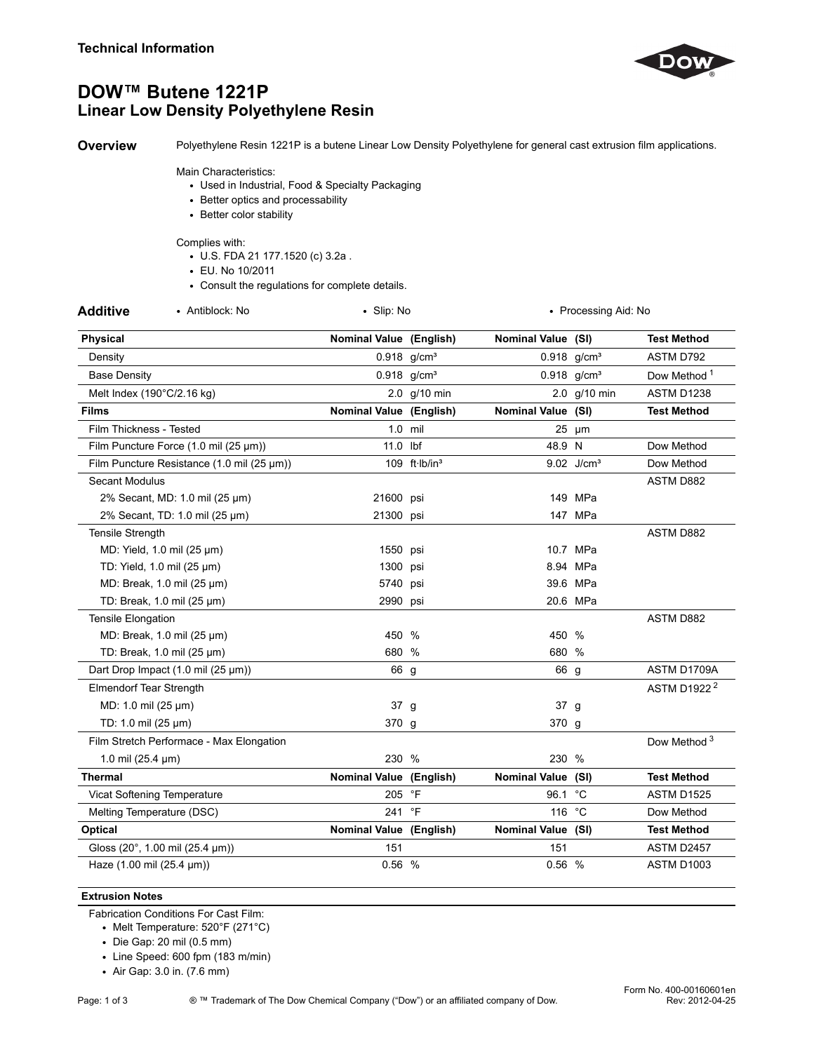**Technical Information**

# DOW™ Butene 1221P
## Linear Low Density Polyethylene Resin

**Overview**

Polyethylene Resin 1221P is a butene Linear Low Density Polyethylene for general cast extrusion film applications.

Main Characteristics:
- Used in Industrial, Food & Specialty Packaging
- Better optics and processability
- Better color stability

Complies with:
- U.S. FDA 21 177.1520 (c) 3.2a .
- EU. No 10/2011
- Consult the regulations for complete details.

**Additive**
- Antiblock: No
- Slip: No
- Processing Aid: No

| Physical | Nominal Value (English) | | Nominal Value (SI) | | Test Method |
|---|---|---|---|---|---|
| Density | 0.918 | g/cm³ | 0.918 | g/cm³ | ASTM D792 |
| Base Density | 0.918 | g/cm³ | 0.918 | g/cm³ | Dow Method [1] |
| Melt Index (190°C/2.16 kg) | 2.0 | g/10 min | 2.0 | g/10 min | ASTM D1238 |
| **Films** | **Nominal Value** | **(English)** | **Nominal Value** | **(SI)** | **Test Method** |
| Film Thickness - Tested | 1.0 | mil | 25 | µm | |
| Film Puncture Force (1.0 mil (25 µm)) | 11.0 | lbf | 48.9 | N | Dow Method |
| Film Puncture Resistance (1.0 mil (25 µm)) | 109 | ft·lb/in³ | 9.02 | J/cm³ | Dow Method |
| Secant Modulus | | | | | ASTM D882 |
| 2% Secant, MD: 1.0 mil (25 µm) | 21600 | psi | 149 | MPa | |
| 2% Secant, TD: 1.0 mil (25 µm) | 21300 | psi | 147 | MPa | |
| Tensile Strength | | | | | ASTM D882 |
| MD: Yield, 1.0 mil (25 µm) | 1550 | psi | 10.7 | MPa | |
| TD: Yield, 1.0 mil (25 µm) | 1300 | psi | 8.94 | MPa | |
| MD: Break, 1.0 mil (25 µm) | 5740 | psi | 39.6 | MPa | |
| TD: Break, 1.0 mil (25 µm) | 2990 | psi | 20.6 | MPa | |
| Tensile Elongation | | | | | ASTM D882 |
| MD: Break, 1.0 mil (25 µm) | 450 | % | 450 | % | |
| TD: Break, 1.0 mil (25 µm) | 680 | % | 680 | % | |
| Dart Drop Impact (1.0 mil (25 µm)) | 66 | g | 66 | g | ASTM D1709A |
| Elmendorf Tear Strength | | | | | ASTM D1922 [2] |
| MD: 1.0 mil (25 µm) | 37 | g | 37 | g | |
| TD: 1.0 mil (25 µm) | 370 | g | 370 | g | |
| Film Stretch Performace - Max Elongation | | | | | Dow Method [3] |
| 1.0 mil (25.4 µm) | 230 | % | 230 | % | |
| **Thermal** | **Nominal Value** | **(English)** | **Nominal Value** | **(SI)** | **Test Method** |
| Vicat Softening Temperature | 205 | °F | 96.1 | °C | ASTM D1525 |
| Melting Temperature (DSC) | 241 | °F | 116 | °C | Dow Method |
| **Optical** | **Nominal Value** | **(English)** | **Nominal Value** | **(SI)** | **Test Method** |
| Gloss (20°, 1.00 mil (25.4 µm)) | 151 | | 151 | | ASTM D2457 |
| Haze (1.00 mil (25.4 µm)) | 0.56 | % | 0.56 | % | ASTM D1003 |

**Extrusion Notes**

Fabrication Conditions For Cast Film:
- Melt Temperature: 520°F (271°C)
- Die Gap: 20 mil (0.5 mm)
- Line Speed: 600 fpm (183 m/min)
- Air Gap: 3.0 in. (7.6 mm)

® ™ Trademark of The Dow Chemical Company ("Dow") or an affiliated company of Dow.

Form No. 400-00160601en
Rev: 2012-04-25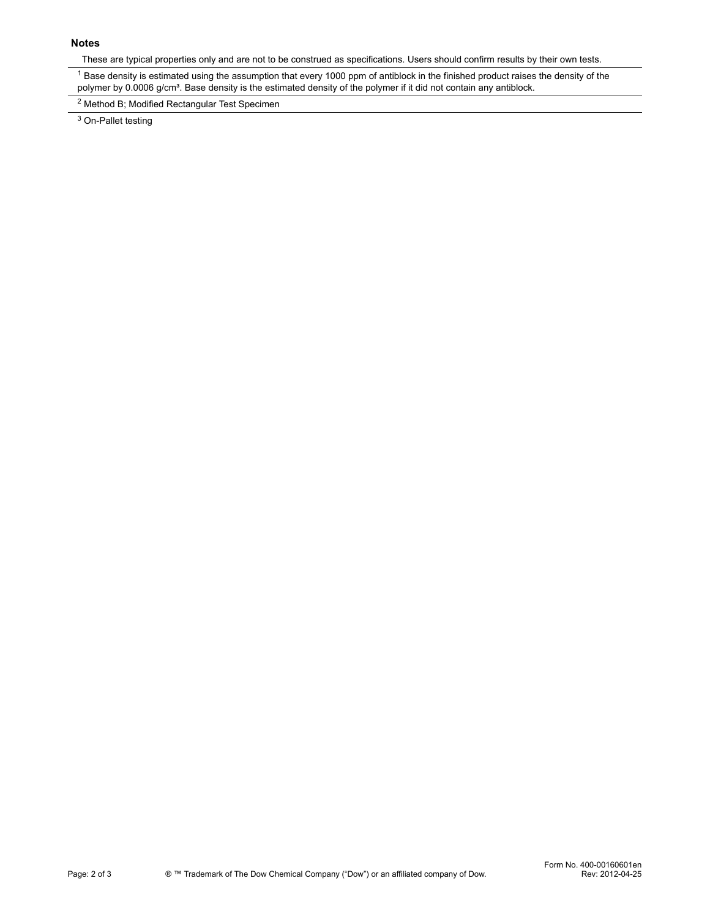**Notes**

These are typical properties only and are not to be construed as specifications. Users should confirm results by their own tests.

[1] Base density is estimated using the assumption that every 1000 ppm of antiblock in the finished product raises the density of the polymer by 0.0006 g/cm³. Base density is the estimated density of the polymer if it did not contain any antiblock.

[2] Method B; Modified Rectangular Test Specimen

[3] On-Pallet testing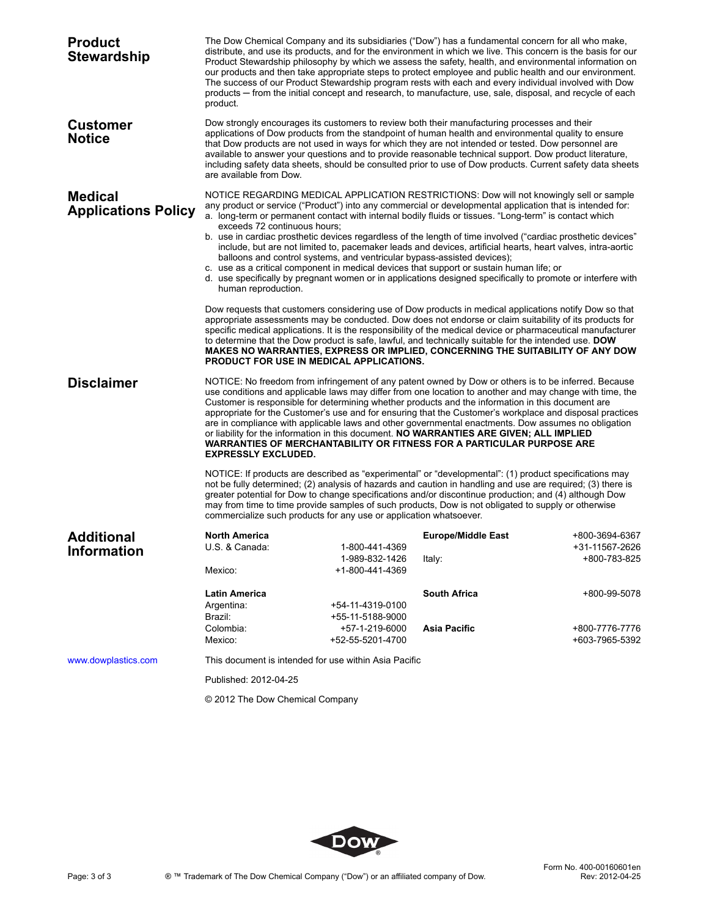## Product Stewardship

The Dow Chemical Company and its subsidiaries ("Dow") has a fundamental concern for all who make, distribute, and use its products, and for the environment in which we live. This concern is the basis for our Product Stewardship philosophy by which we assess the safety, health, and environmental information on our products and then take appropriate steps to protect employee and public health and our environment. The success of our Product Stewardship program rests with each and every individual involved with Dow products – from the initial concept and research, to manufacture, use, sale, disposal, and recycle of each product.

## Customer Notice

Dow strongly encourages its customers to review both their manufacturing processes and their applications of Dow products from the standpoint of human health and environmental quality to ensure that Dow products are not used in ways for which they are not intended or tested. Dow personnel are available to answer your questions and to provide reasonable technical support. Dow product literature, including safety data sheets, should be consulted prior to use of Dow products. Current safety data sheets are available from Dow.

## Medical Applications Policy

NOTICE REGARDING MEDICAL APPLICATION RESTRICTIONS: Dow will not knowingly sell or sample any product or service ("Product") into any commercial or developmental application that is intended for:

a. long-term or permanent contact with internal bodily fluids or tissues. "Long-term" is contact which exceeds 72 continuous hours;
b. use in cardiac prosthetic devices regardless of the length of time involved ("cardiac prosthetic devices" include, but are not limited to, pacemaker leads and devices, artificial hearts, heart valves, intra-aortic balloons and control systems, and ventricular bypass-assisted devices);
c. use as a critical component in medical devices that support or sustain human life; or
d. use specifically by pregnant women or in applications designed specifically to promote or interfere with human reproduction.

Dow requests that customers considering use of Dow products in medical applications notify Dow so that appropriate assessments may be conducted. Dow does not endorse or claim suitability of its products for specific medical applications. It is the responsibility of the medical device or pharmaceutical manufacturer to determine that the Dow product is safe, lawful, and technically suitable for the intended use. **DOW MAKES NO WARRANTIES, EXPRESS OR IMPLIED, CONCERNING THE SUITABILITY OF ANY DOW PRODUCT FOR USE IN MEDICAL APPLICATIONS.**

## Disclaimer

NOTICE: No freedom from infringement of any patent owned by Dow or others is to be inferred. Because use conditions and applicable laws may differ from one location to another and may change with time, the Customer is responsible for determining whether products and the information in this document are appropriate for the Customer's use and for ensuring that the Customer's workplace and disposal practices are in compliance with applicable laws and other governmental enactments. Dow assumes no obligation or liability for the information in this document. **NO WARRANTIES ARE GIVEN; ALL IMPLIED WARRANTIES OF MERCHANTABILITY OR FITNESS FOR A PARTICULAR PURPOSE ARE EXPRESSLY EXCLUDED.**

NOTICE: If products are described as "experimental" or "developmental": (1) product specifications may not be fully determined; (2) analysis of hazards and caution in handling and use are required; (3) there is greater potential for Dow to change specifications and/or discontinue production; and (4) although Dow may from time to time provide samples of such products, Dow is not obligated to supply or otherwise commercialize such products for any use or application whatsoever.

## Additional Information

| | | | |
|---|---|---|---|
| **North America** | | **Europe/Middle East** | +800-3694-6367 |
| U.S. & Canada: | 1-800-441-4369 | | +31-11567-2626 |
| | 1-989-832-1426 | Italy: | +800-783-825 |
| Mexico: | +1-800-441-4369 | | |
| **Latin America** | | **South Africa** | +800-99-5078 |
| Argentina: | +54-11-4319-0100 | | |
| Brazil: | +55-11-5188-9000 | | |
| Colombia: | +57-1-219-6000 | **Asia Pacific** | +800-7776-7776 |
| Mexico: | +52-55-5201-4700 | | +603-7965-5392 |

www.dowplastics.com

This document is intended for use within Asia Pacific

Published: 2012-04-25

© 2012 The Dow Chemical Company

® ™ Trademark of The Dow Chemical Company ("Dow") or an affiliated company of Dow.

Form No. 400-00160601en
Rev: 2012-04-25